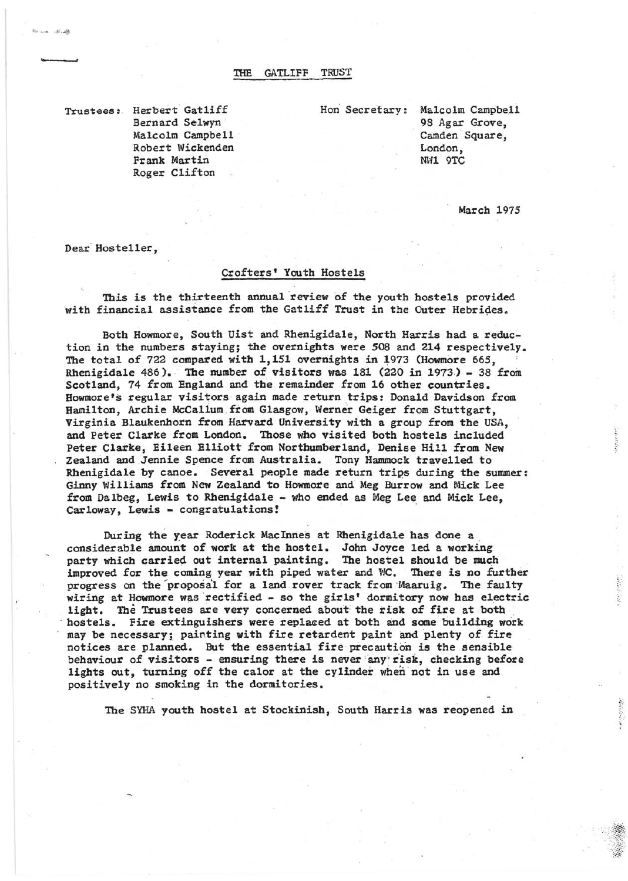# THE GATLIFF TRUST

Trustees: Herbert Gatliff
Bernard Selwyn
Malcolm Campbell
Robert Wickenden
Frank Martin
Roger Clifton

Hon Secretary: Malcolm Campbell
98 Agar Grove,
Camden Square,
London,
NW1 9TC

March 1975

Dear Hosteller,

## Crofters' Youth Hostels

This is the thirteenth annual review of the youth hostels provided with financial assistance from the Gatliff Trust in the Outer Hebrides.

Both Howmore, South Uist and Rhenigidale, North Harris had a reduction in the numbers staying; the overnights were 508 and 214 respectively. The total of 722 compared with 1,151 overnights in 1973 (Howmore 665, Rhenigidale 486). The number of visitors was 181 (220 in 1973) - 38 from Scotland, 74 from England and the remainder from 16 other countries. Howmore's regular visitors again made return trips: Donald Davidson from Hamilton, Archie McCallum from Glasgow, Werner Geiger from Stuttgart, Virginia Blaukenhorn from Harvard University with a group from the USA, and Peter Clarke from London. Those who visited both hostels included Peter Clarke, Eileen Elliott from Northumberland, Denise Hill from New Zealand and Jennie Spence from Australia. Tony Hammock travelled to Rhenigidale by canoe. Several people made return trips during the summer: Ginny Williams from New Zealand to Howmore and Meg Burrow and Mick Lee from Dalbeg, Lewis to Rhenigidale - who ended as Meg Lee and Mick Lee, Carloway, Lewis - congratulations!

During the year Roderick MacInnes at Rhenigidale has done a considerable amount of work at the hostel. John Joyce led a working party which carried out internal painting. The hostel should be much improved for the coming year with piped water and WC. There is no further progress on the proposal for a land rover track from Maaruig. The faulty wiring at Howmore was rectified - so the girls' dormitory now has electric light. The Trustees are very concerned about the risk of fire at both hostels. Fire extinguishers were replaced at both and some building work may be necessary; painting with fire retardent paint and plenty of fire notices are planned. But the essential fire precaution is the sensible behaviour of visitors - ensuring there is never any risk, checking before lights out, turning off the calor at the cylinder when not in use and positively no smoking in the dormitories.

The SYHA youth hostel at Stockinish, South Harris was reopened in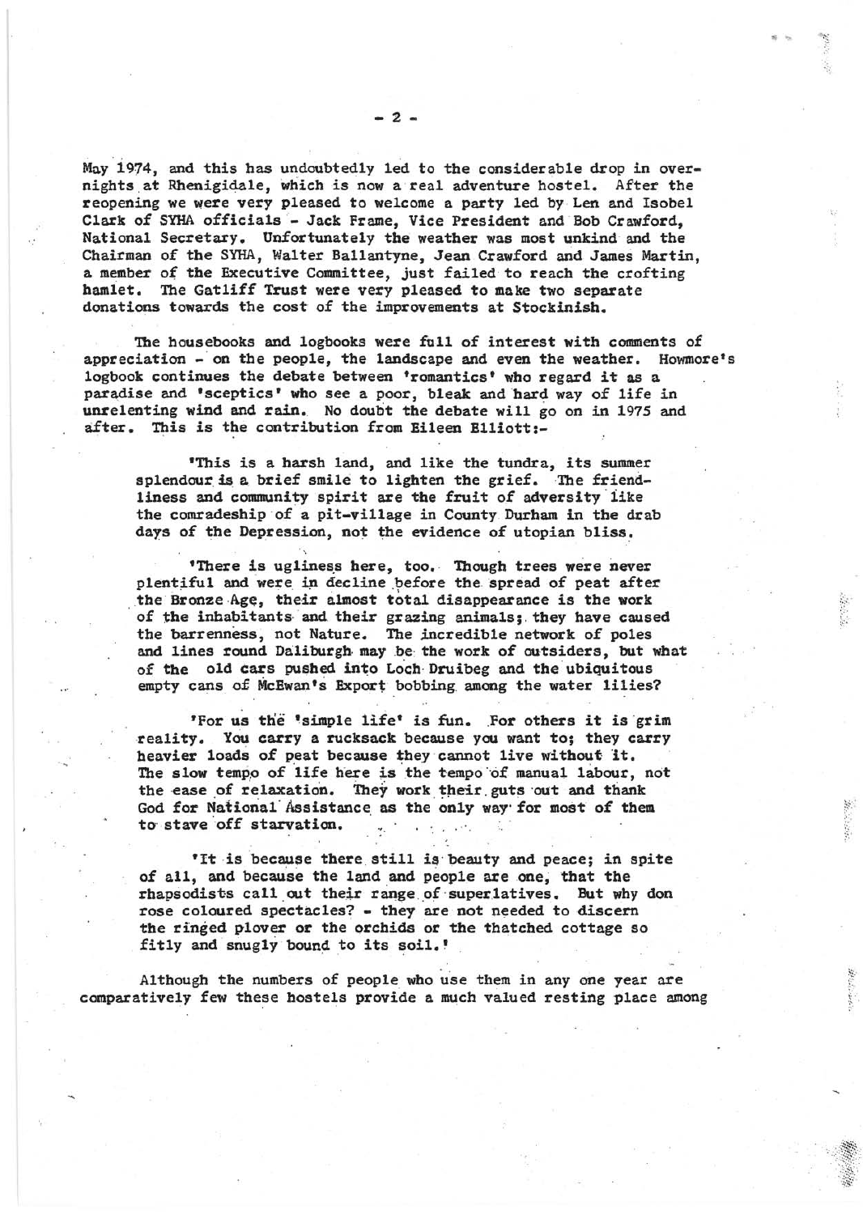May 1974, and this has undoubtedly led to the considerable drop in overnights at Rhenigidale, which is now a real adventure hostel. After the reopening we were very pleased to welcome a party led by Len and Isobel Clark of SYHA officials - Jack Frame, Vice President and Bob Crawford, National Secretary. Unfortunately the weather was most unkind and the Chairman of the SYHA, Walter Ballantyne, Jean Crawford and James Martin, a member of the Executive Committee, just failed to reach the crofting hamlet. The Gatliff Trust were very pleased to make two separate donations towards the cost of the improvements at Stockinish.

The housebooks and logbooks were full of interest with comments of appreciation - on the people, the landscape and even the weather. Howmore's logbook continues the debate between 'romantics' who regard it as a paradise and 'sceptics' who see a poor, bleak and hard way of life in unrelenting wind and rain. No doubt the debate will go on in 1975 and after. This is the contribution from Eileen Elliott:-

> 'This is a harsh land, and like the tundra, its summer splendour is a brief smile to lighten the grief. The friendliness and community spirit are the fruit of adversity like the comradeship of a pit-village in County Durham in the drab days of the Depression, not the evidence of utopian bliss.
>
> 'There is ugliness here, too. Though trees were never plentiful and were in decline before the spread of peat after the Bronze Age, their almost total disappearance is the work of the inhabitants and their grazing animals; they have caused the barrenness, not Nature. The incredible network of poles and lines round Daliburgh may be the work of outsiders, but what of the old cars pushed into Loch Druibeg and the ubiquitous empty cans of McEwan's Export bobbing among the water lilies?
>
> 'For us the 'simple life' is fun. For others it is grim reality. You carry a rucksack because you want to; they carry heavier loads of peat because they cannot live without it. The slow tempo of life here is the tempo of manual labour, not the ease of relaxation. They work their guts out and thank God for National Assistance as the only way for most of them to stave off starvation.
>
> 'It is because there still is beauty and peace; in spite of all, and because the land and people are one, that the rhapsodists call out their range of superlatives. But why don rose coloured spectacles? - they are not needed to discern the ringed plover or the orchids or the thatched cottage so fitly and snugly bound to its soil.'

Although the numbers of people who use them in any one year are comparatively few these hostels provide a much valued resting place among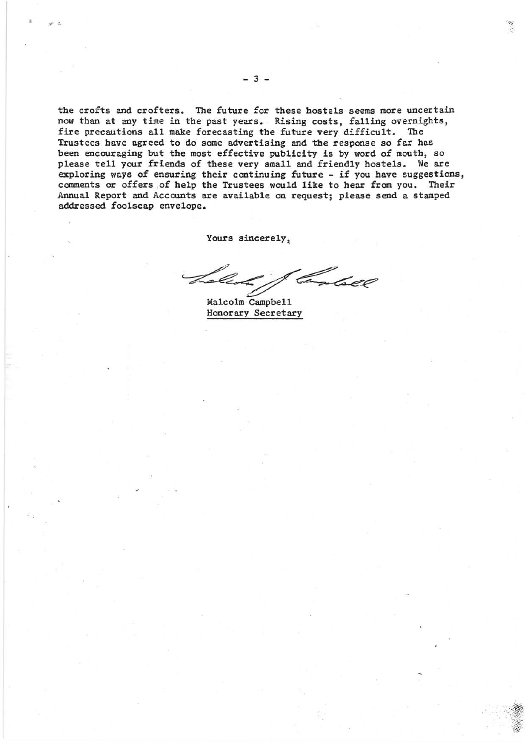the crofts and crofters. The future for these hostels seems more uncertain now than at any time in the past years. Rising costs, falling overnights, fire precautions all make forecasting the future very difficult. The Trustees have agreed to do some advertising and the response so far has been encouraging but the most effective publicity is by word of mouth, so please tell your friends of these very small and friendly hostels. We are exploring ways of ensuring their continuing future - if you have suggestions, comments or offers of help the Trustees would like to hear from you. Their Annual Report and Accounts are available on request; please send a stamped addressed foolscap envelope.

Yours sincerely,

Malcolm Campbell
Honorary Secretary